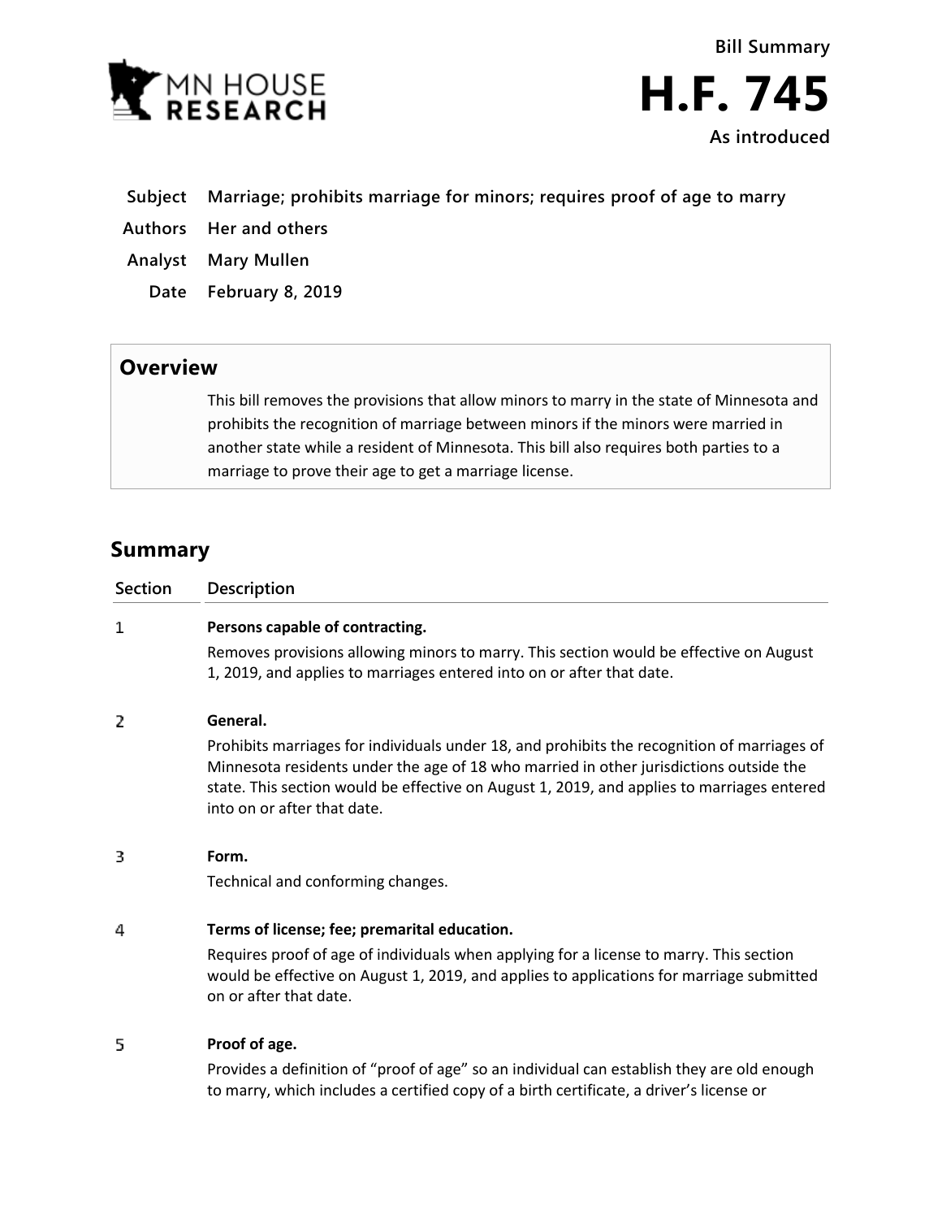Bill Summary

# H.F. 745

As introduced

**Subject** Marriage; prohibits marriage for minors; requires proof of age to marry

**Authors** Her and others

**Analyst** Mary Mullen

**Date** February 8, 2019

## Overview

This bill removes the provisions that allow minors to marry in the state of Minnesota and prohibits the recognition of marriage between minors if the minors were married in another state while a resident of Minnesota. This bill also requires both parties to a marriage to prove their age to get a marriage license.

## Summary

| Section | Description |
| --- | --- |
| 1 | **Persons capable of contracting.**<br>Removes provisions allowing minors to marry. This section would be effective on August 1, 2019, and applies to marriages entered into on or after that date. |
| 2 | **General.**<br>Prohibits marriages for individuals under 18, and prohibits the recognition of marriages of Minnesota residents under the age of 18 who married in other jurisdictions outside the state. This section would be effective on August 1, 2019, and applies to marriages entered into on or after that date. |
| 3 | **Form.**<br>Technical and conforming changes. |
| 4 | **Terms of license; fee; premarital education.**<br>Requires proof of age of individuals when applying for a license to marry. This section would be effective on August 1, 2019, and applies to applications for marriage submitted on or after that date. |
| 5 | **Proof of age.**<br>Provides a definition of "proof of age" so an individual can establish they are old enough to marry, which includes a certified copy of a birth certificate, a driver's license or |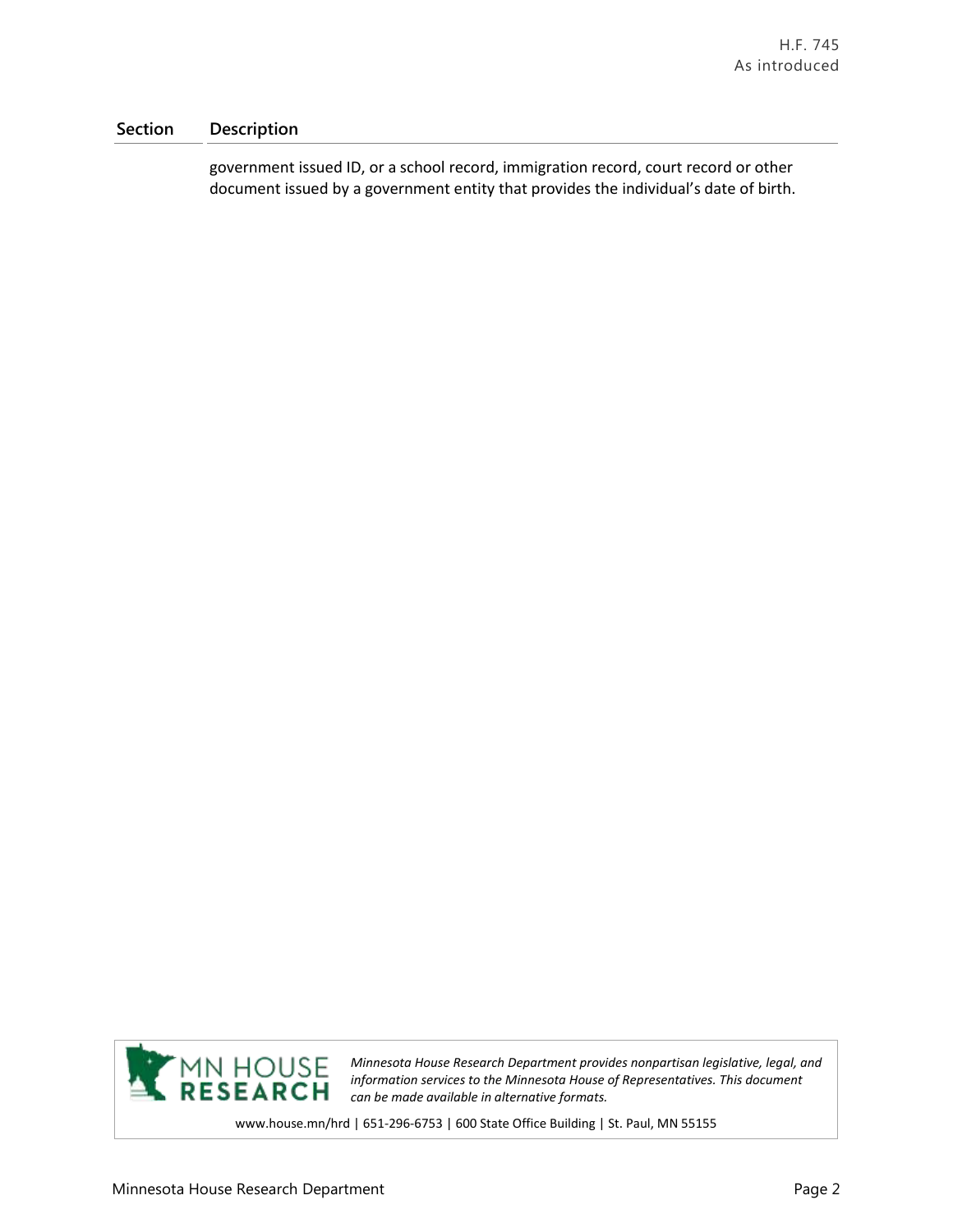| Section | Description |
|---|---|
| | government issued ID, or a school record, immigration record, court record or other document issued by a government entity that provides the individual's date of birth. |

MN HOUSE RESEARCH

*Minnesota House Research Department provides nonpartisan legislative, legal, and information services to the Minnesota House of Representatives. This document can be made available in alternative formats.*

www.house.mn/hrd | 651-296-6753 | 600 State Office Building | St. Paul, MN 55155